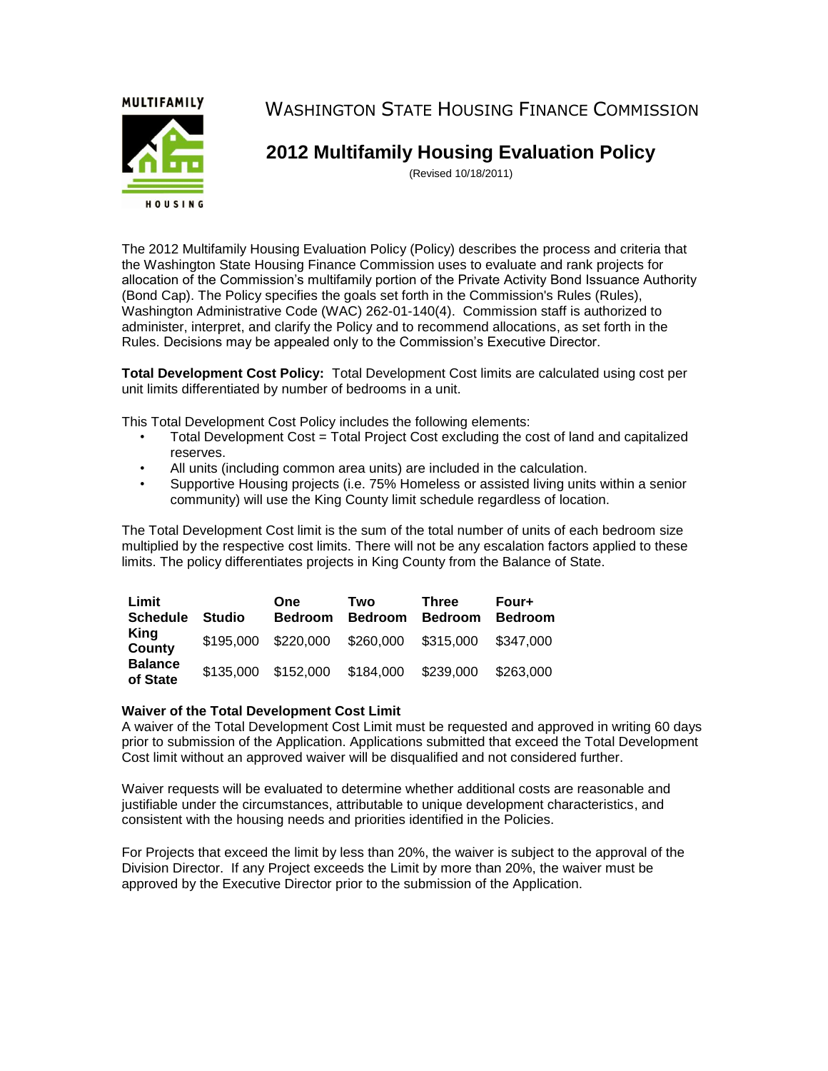# WASHINGTON STATE HOUSING FINANCE COMMISSION

## 2012 Multifamily Housing Evaluation Policy

(Revised 10/18/2011)

The 2012 Multifamily Housing Evaluation Policy (Policy) describes the process and criteria that the Washington State Housing Finance Commission uses to evaluate and rank projects for allocation of the Commission's multifamily portion of the Private Activity Bond Issuance Authority (Bond Cap). The Policy specifies the goals set forth in the Commission's Rules (Rules), Washington Administrative Code (WAC) 262-01-140(4). Commission staff is authorized to administer, interpret, and clarify the Policy and to recommend allocations, as set forth in the Rules. Decisions may be appealed only to the Commission's Executive Director.

**Total Development Cost Policy:** Total Development Cost limits are calculated using cost per unit limits differentiated by number of bedrooms in a unit.

This Total Development Cost Policy includes the following elements:

- Total Development Cost = Total Project Cost excluding the cost of land and capitalized reserves.
- All units (including common area units) are included in the calculation.
- Supportive Housing projects (i.e. 75% Homeless or assisted living units within a senior community) will use the King County limit schedule regardless of location.

The Total Development Cost limit is the sum of the total number of units of each bedroom size multiplied by the respective cost limits. There will not be any escalation factors applied to these limits. The policy differentiates projects in King County from the Balance of State.

| Limit Schedule | Studio | One Bedroom | Two Bedroom | Three Bedroom | Four+ Bedroom |
|---|---|---|---|---|---|
| **King County** | $195,000 | $220,000 | $260,000 | $315,000 | $347,000 |
| **Balance of State** | $135,000 | $152,000 | $184,000 | $239,000 | $263,000 |

**Waiver of the Total Development Cost Limit**

A waiver of the Total Development Cost Limit must be requested and approved in writing 60 days prior to submission of the Application. Applications submitted that exceed the Total Development Cost limit without an approved waiver will be disqualified and not considered further.

Waiver requests will be evaluated to determine whether additional costs are reasonable and justifiable under the circumstances, attributable to unique development characteristics, and consistent with the housing needs and priorities identified in the Policies.

For Projects that exceed the limit by less than 20%, the waiver is subject to the approval of the Division Director. If any Project exceeds the Limit by more than 20%, the waiver must be approved by the Executive Director prior to the submission of the Application.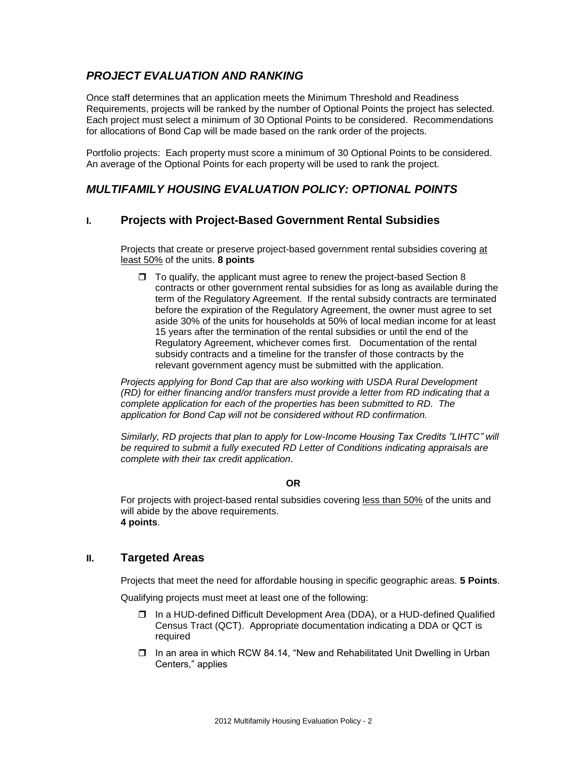## *PROJECT EVALUATION AND RANKING*

Once staff determines that an application meets the Minimum Threshold and Readiness Requirements, projects will be ranked by the number of Optional Points the project has selected. Each project must select a minimum of 30 Optional Points to be considered. Recommendations for allocations of Bond Cap will be made based on the rank order of the projects.

Portfolio projects: Each property must score a minimum of 30 Optional Points to be considered. An average of the Optional Points for each property will be used to rank the project.

## *MULTIFAMILY HOUSING EVALUATION POLICY: OPTIONAL POINTS*

### I. Projects with Project-Based Government Rental Subsidies

Projects that create or preserve project-based government rental subsidies covering at least 50% of the units. **8 points**

- To qualify, the applicant must agree to renew the project-based Section 8 contracts or other government rental subsidies for as long as available during the term of the Regulatory Agreement. If the rental subsidy contracts are terminated before the expiration of the Regulatory Agreement, the owner must agree to set aside 30% of the units for households at 50% of local median income for at least 15 years after the termination of the rental subsidies or until the end of the Regulatory Agreement, whichever comes first. Documentation of the rental subsidy contracts and a timeline for the transfer of those contracts by the relevant government agency must be submitted with the application.

*Projects applying for Bond Cap that are also working with USDA Rural Development (RD) for either financing and/or transfers must provide a letter from RD indicating that a complete application for each of the properties has been submitted to RD. The application for Bond Cap will not be considered without RD confirmation.*

*Similarly, RD projects that plan to apply for Low-Income Housing Tax Credits "LIHTC" will be required to submit a fully executed RD Letter of Conditions indicating appraisals are complete with their tax credit application*.

**OR**

For projects with project-based rental subsidies covering less than 50% of the units and will abide by the above requirements.
**4 points**.

### II. Targeted Areas

Projects that meet the need for affordable housing in specific geographic areas. **5 Points**.

Qualifying projects must meet at least one of the following:

- In a HUD-defined Difficult Development Area (DDA), or a HUD-defined Qualified Census Tract (QCT). Appropriate documentation indicating a DDA or QCT is required
- In an area in which RCW 84.14, "New and Rehabilitated Unit Dwelling in Urban Centers," applies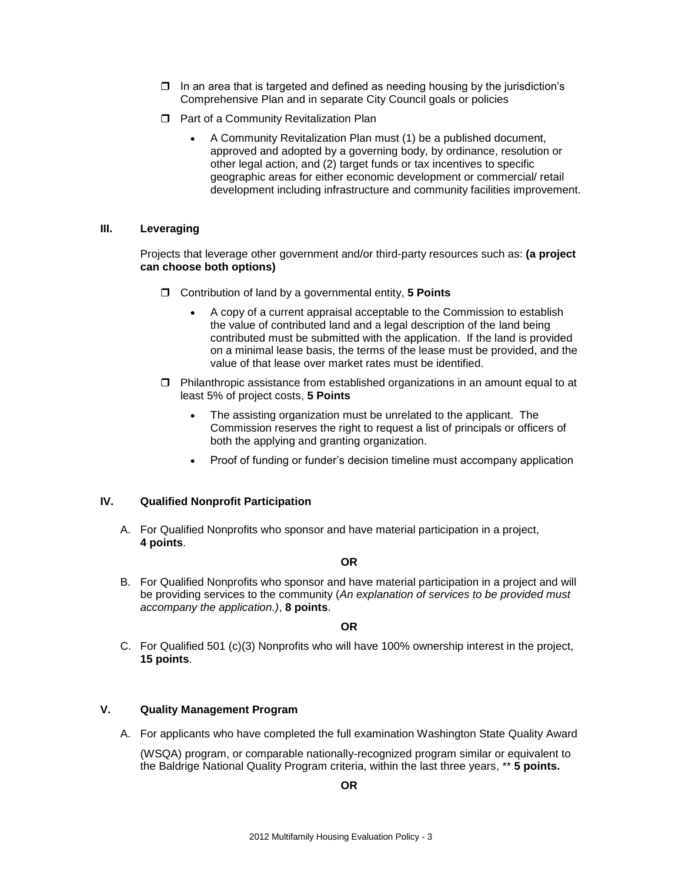- ❒ In an area that is targeted and defined as needing housing by the jurisdiction's Comprehensive Plan and in separate City Council goals or policies
- ❒ Part of a Community Revitalization Plan
  - A Community Revitalization Plan must (1) be a published document, approved and adopted by a governing body, by ordinance, resolution or other legal action, and (2) target funds or tax incentives to specific geographic areas for either economic development or commercial/ retail development including infrastructure and community facilities improvement.

## III. Leveraging

Projects that leverage other government and/or third-party resources such as: **(a project can choose both options)**

- ❒ Contribution of land by a governmental entity, **5 Points**
  - A copy of a current appraisal acceptable to the Commission to establish the value of contributed land and a legal description of the land being contributed must be submitted with the application. If the land is provided on a minimal lease basis, the terms of the lease must be provided, and the value of that lease over market rates must be identified.
- ❒ Philanthropic assistance from established organizations in an amount equal to at least 5% of project costs, **5 Points**
  - The assisting organization must be unrelated to the applicant. The Commission reserves the right to request a list of principals or officers of both the applying and granting organization.
  - Proof of funding or funder's decision timeline must accompany application

## IV. Qualified Nonprofit Participation

A. For Qualified Nonprofits who sponsor and have material participation in a project, **4 points**.

**OR**

B. For Qualified Nonprofits who sponsor and have material participation in a project and will be providing services to the community (*An explanation of services to be provided must accompany the application.)*, **8 points**.

**OR**

C. For Qualified 501 (c)(3) Nonprofits who will have 100% ownership interest in the project, **15 points**.

## V. Quality Management Program

A. For applicants who have completed the full examination Washington State Quality Award

(WSQA) program, or comparable nationally-recognized program similar or equivalent to the Baldrige National Quality Program criteria, within the last three years, ** **5 points.**

**OR**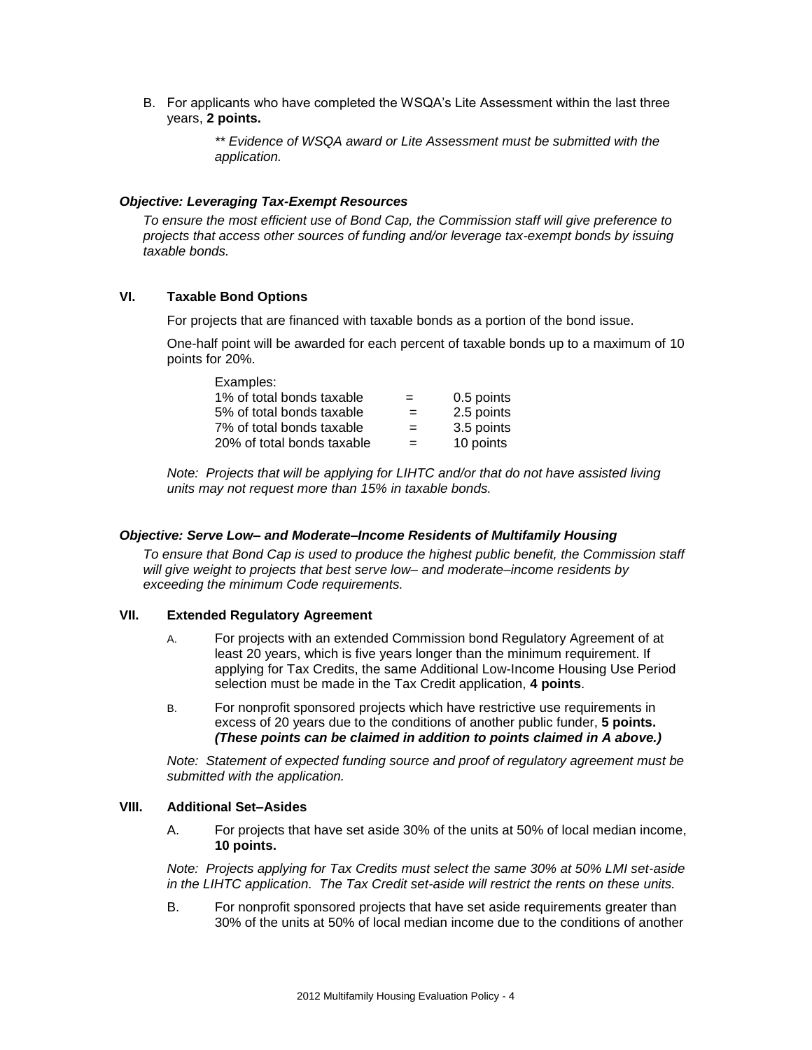B. For applicants who have completed the WSQA's Lite Assessment within the last three years, **2 points.**

> *\*\* Evidence of WSQA award or Lite Assessment must be submitted with the application.*

### *Objective: Leveraging Tax-Exempt Resources*

*To ensure the most efficient use of Bond Cap, the Commission staff will give preference to projects that access other sources of funding and/or leverage tax-exempt bonds by issuing taxable bonds.*

### VI. Taxable Bond Options

For projects that are financed with taxable bonds as a portion of the bond issue.

One-half point will be awarded for each percent of taxable bonds up to a maximum of 10 points for 20%.

Examples:

| | | |
|---|---|---|
| 1% of total bonds taxable | = | 0.5 points |
| 5% of total bonds taxable | = | 2.5 points |
| 7% of total bonds taxable | = | 3.5 points |
| 20% of total bonds taxable | = | 10 points |

*Note: Projects that will be applying for LIHTC and/or that do not have assisted living units may not request more than 15% in taxable bonds.*

### *Objective: Serve Low– and Moderate–Income Residents of Multifamily Housing*

*To ensure that Bond Cap is used to produce the highest public benefit, the Commission staff will give weight to projects that best serve low– and moderate–income residents by exceeding the minimum Code requirements.*

### VII. Extended Regulatory Agreement

A. For projects with an extended Commission bond Regulatory Agreement of at least 20 years, which is five years longer than the minimum requirement. If applying for Tax Credits, the same Additional Low-Income Housing Use Period selection must be made in the Tax Credit application, **4 points**.

B. For nonprofit sponsored projects which have restrictive use requirements in excess of 20 years due to the conditions of another public funder, **5 points.** ***(These points can be claimed in addition to points claimed in A above.)***

*Note: Statement of expected funding source and proof of regulatory agreement must be submitted with the application.*

### VIII. Additional Set–Asides

A. For projects that have set aside 30% of the units at 50% of local median income, **10 points.**

*Note: Projects applying for Tax Credits must select the same 30% at 50% LMI set-aside in the LIHTC application. The Tax Credit set-aside will restrict the rents on these units.*

B. For nonprofit sponsored projects that have set aside requirements greater than 30% of the units at 50% of local median income due to the conditions of another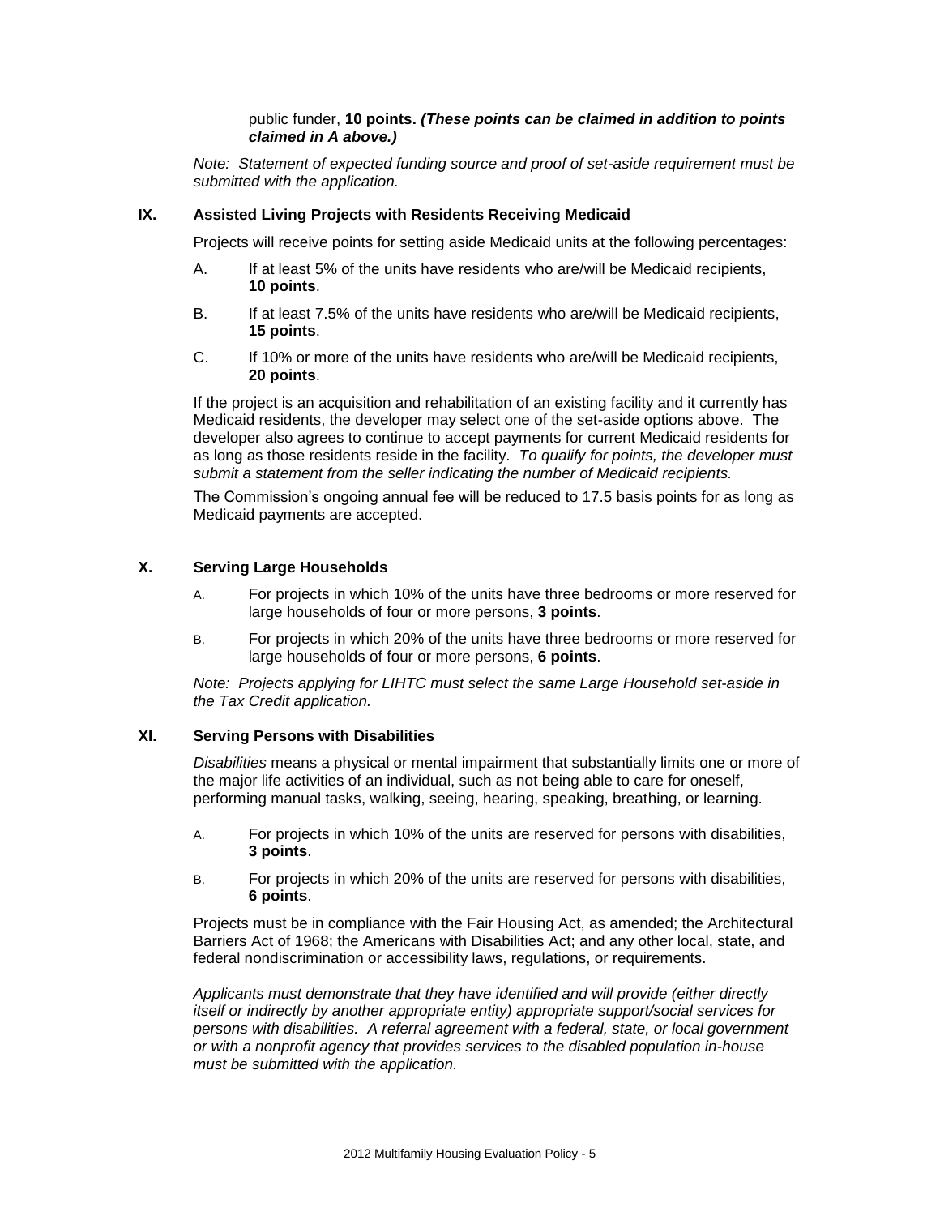public funder, **10 points.** ***(These points can be claimed in addition to points claimed in A above.)***

*Note: Statement of expected funding source and proof of set-aside requirement must be submitted with the application.*

### IX. Assisted Living Projects with Residents Receiving Medicaid

Projects will receive points for setting aside Medicaid units at the following percentages:

A. If at least 5% of the units have residents who are/will be Medicaid recipients, **10 points**.

B. If at least 7.5% of the units have residents who are/will be Medicaid recipients, **15 points**.

C. If 10% or more of the units have residents who are/will be Medicaid recipients, **20 points**.

If the project is an acquisition and rehabilitation of an existing facility and it currently has Medicaid residents, the developer may select one of the set-aside options above. The developer also agrees to continue to accept payments for current Medicaid residents for as long as those residents reside in the facility. *To qualify for points, the developer must submit a statement from the seller indicating the number of Medicaid recipients.*

The Commission's ongoing annual fee will be reduced to 17.5 basis points for as long as Medicaid payments are accepted.

### X. Serving Large Households

A. For projects in which 10% of the units have three bedrooms or more reserved for large households of four or more persons, **3 points**.

B. For projects in which 20% of the units have three bedrooms or more reserved for large households of four or more persons, **6 points**.

*Note: Projects applying for LIHTC must select the same Large Household set-aside in the Tax Credit application.*

### XI. Serving Persons with Disabilities

*Disabilities* means a physical or mental impairment that substantially limits one or more of the major life activities of an individual, such as not being able to care for oneself, performing manual tasks, walking, seeing, hearing, speaking, breathing, or learning.

A. For projects in which 10% of the units are reserved for persons with disabilities, **3 points**.

B. For projects in which 20% of the units are reserved for persons with disabilities, **6 points**.

Projects must be in compliance with the Fair Housing Act, as amended; the Architectural Barriers Act of 1968; the Americans with Disabilities Act; and any other local, state, and federal nondiscrimination or accessibility laws, regulations, or requirements.

*Applicants must demonstrate that they have identified and will provide (either directly itself or indirectly by another appropriate entity) appropriate support/social services for persons with disabilities. A referral agreement with a federal, state, or local government or with a nonprofit agency that provides services to the disabled population in-house must be submitted with the application.*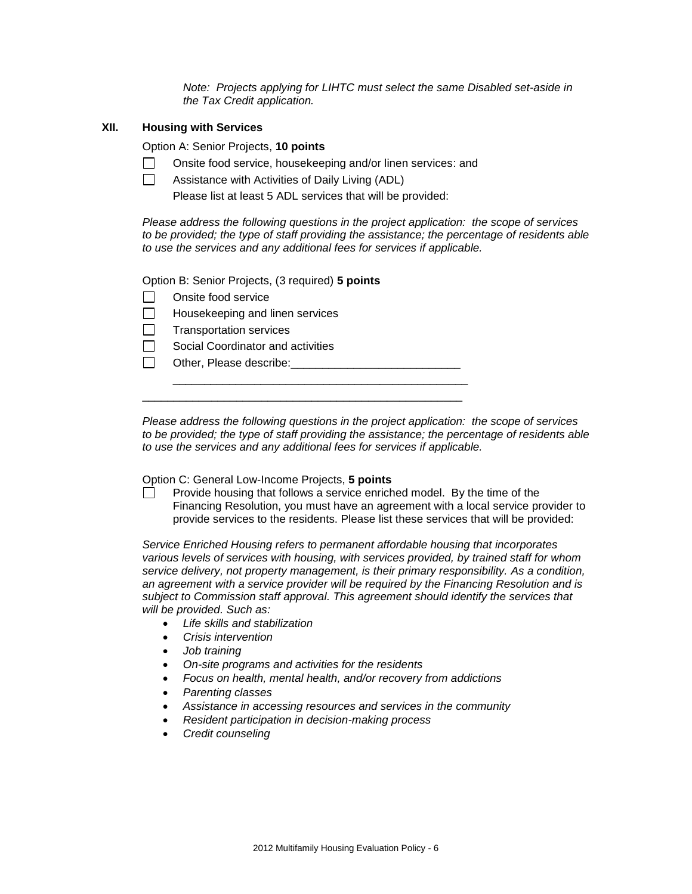*Note: Projects applying for LIHTC must select the same Disabled set-aside in the Tax Credit application.*

## XII. Housing with Services

Option A: Senior Projects, **10 points**

- ☐ Onsite food service, housekeeping and/or linen services: and
- ☐ Assistance with Activities of Daily Living (ADL)

  Please list at least 5 ADL services that will be provided:

*Please address the following questions in the project application: the scope of services to be provided; the type of staff providing the assistance; the percentage of residents able to use the services and any additional fees for services if applicable.*

Option B: Senior Projects, (3 required) **5 points**

- ☐ Onsite food service
- ☐ Housekeeping and linen services
- ☐ Transportation services
- ☐ Social Coordinator and activities
- ☐ Other, Please describe:___________________________

  ________________________________________________

__________________________________________________

*Please address the following questions in the project application: the scope of services to be provided; the type of staff providing the assistance; the percentage of residents able to use the services and any additional fees for services if applicable.*

Option C: General Low-Income Projects, **5 points**

- ☐ Provide housing that follows a service enriched model. By the time of the Financing Resolution, you must have an agreement with a local service provider to provide services to the residents. Please list these services that will be provided:

*Service Enriched Housing refers to permanent affordable housing that incorporates various levels of services with housing, with services provided, by trained staff for whom service delivery, not property management, is their primary responsibility. As a condition, an agreement with a service provider will be required by the Financing Resolution and is subject to Commission staff approval. This agreement should identify the services that will be provided. Such as:*

- *Life skills and stabilization*
- *Crisis intervention*
- *Job training*
- *On-site programs and activities for the residents*
- *Focus on health, mental health, and/or recovery from addictions*
- *Parenting classes*
- *Assistance in accessing resources and services in the community*
- *Resident participation in decision-making process*
- *Credit counseling*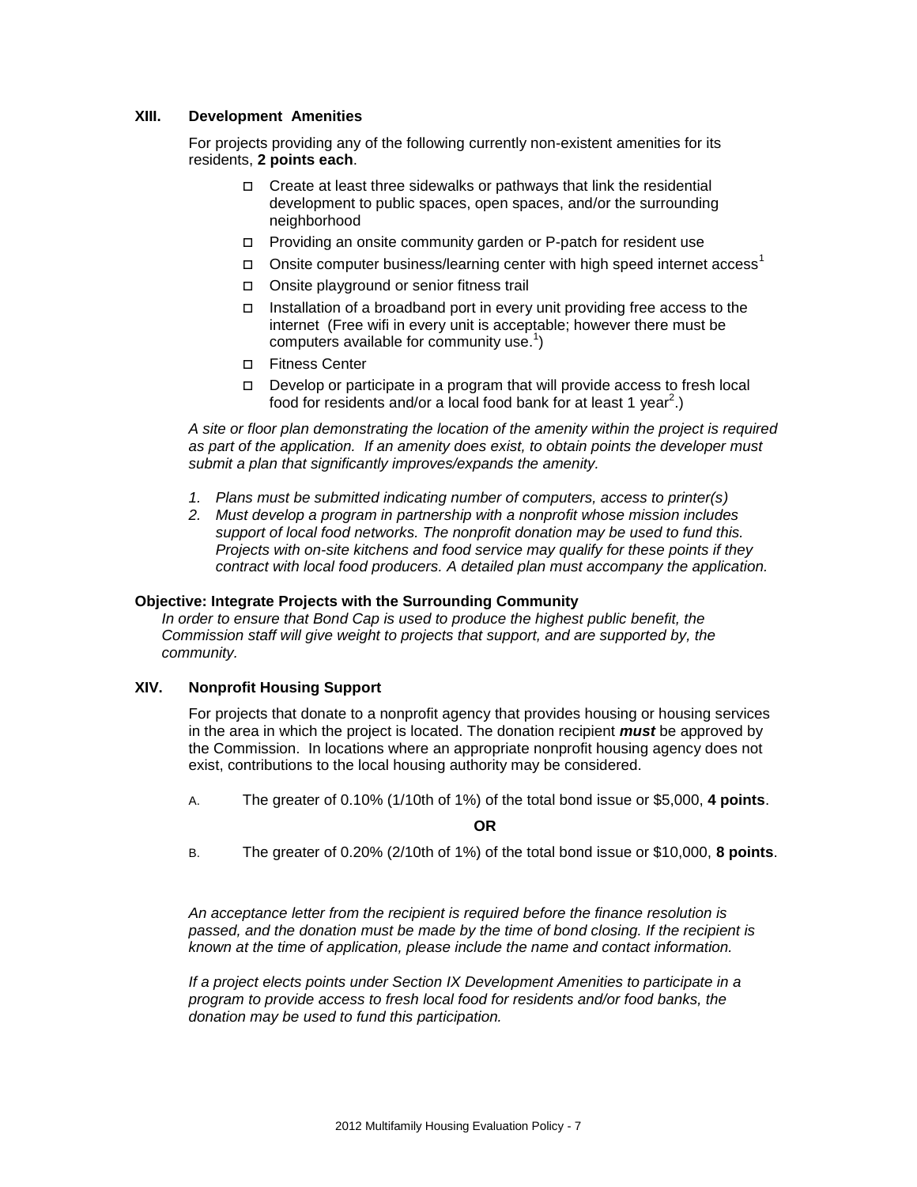## XIII. Development Amenities

For projects providing any of the following currently non-existent amenities for its residents, **2 points each**.

- ☐ Create at least three sidewalks or pathways that link the residential development to public spaces, open spaces, and/or the surrounding neighborhood
- ☐ Providing an onsite community garden or P-patch for resident use
- ☐ Onsite computer business/learning center with high speed internet access[1]
- ☐ Onsite playground or senior fitness trail
- ☐ Installation of a broadband port in every unit providing free access to the internet (Free wifi in every unit is acceptable; however there must be computers available for community use.[1])
- ☐ Fitness Center
- ☐ Develop or participate in a program that will provide access to fresh local food for residents and/or a local food bank for at least 1 year[2].)

*A site or floor plan demonstrating the location of the amenity within the project is required as part of the application. If an amenity does exist, to obtain points the developer must submit a plan that significantly improves/expands the amenity.*

1. *Plans must be submitted indicating number of computers, access to printer(s)*
2. *Must develop a program in partnership with a nonprofit whose mission includes support of local food networks. The nonprofit donation may be used to fund this. Projects with on-site kitchens and food service may qualify for these points if they contract with local food producers. A detailed plan must accompany the application.*

**Objective: Integrate Projects with the Surrounding Community**

*In order to ensure that Bond Cap is used to produce the highest public benefit, the Commission staff will give weight to projects that support, and are supported by, the community.*

## XIV. Nonprofit Housing Support

For projects that donate to a nonprofit agency that provides housing or housing services in the area in which the project is located. The donation recipient ***must*** be approved by the Commission. In locations where an appropriate nonprofit housing agency does not exist, contributions to the local housing authority may be considered.

A. The greater of 0.10% (1/10th of 1%) of the total bond issue or $5,000, **4 points**.

**OR**

B. The greater of 0.20% (2/10th of 1%) of the total bond issue or $10,000, **8 points**.

*An acceptance letter from the recipient is required before the finance resolution is passed, and the donation must be made by the time of bond closing. If the recipient is known at the time of application, please include the name and contact information.*

*If a project elects points under Section IX Development Amenities to participate in a program to provide access to fresh local food for residents and/or food banks, the donation may be used to fund this participation.*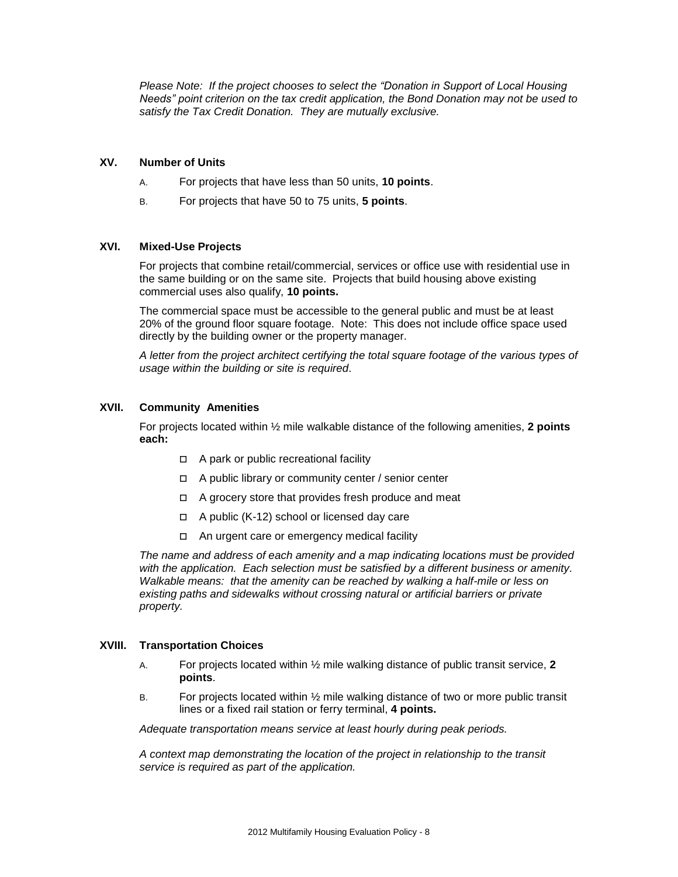*Please Note: If the project chooses to select the "Donation in Support of Local Housing Needs" point criterion on the tax credit application, the Bond Donation may not be used to satisfy the Tax Credit Donation. They are mutually exclusive.*

## XV. Number of Units

A. For projects that have less than 50 units, **10 points**.

B. For projects that have 50 to 75 units, **5 points**.

## XVI. Mixed-Use Projects

For projects that combine retail/commercial, services or office use with residential use in the same building or on the same site. Projects that build housing above existing commercial uses also qualify, **10 points.**

The commercial space must be accessible to the general public and must be at least 20% of the ground floor square footage. Note: This does not include office space used directly by the building owner or the property manager.

*A letter from the project architect certifying the total square footage of the various types of usage within the building or site is required*.

## XVII. Community Amenities

For projects located within ½ mile walkable distance of the following amenities, **2 points each:**

- ☐ A park or public recreational facility
- ☐ A public library or community center / senior center
- ☐ A grocery store that provides fresh produce and meat
- ☐ A public (K-12) school or licensed day care
- ☐ An urgent care or emergency medical facility

*The name and address of each amenity and a map indicating locations must be provided with the application. Each selection must be satisfied by a different business or amenity. Walkable means: that the amenity can be reached by walking a half-mile or less on existing paths and sidewalks without crossing natural or artificial barriers or private property.*

## XVIII. Transportation Choices

A. For projects located within ½ mile walking distance of public transit service, **2 points**.

B. For projects located within ½ mile walking distance of two or more public transit lines or a fixed rail station or ferry terminal, **4 points.**

*Adequate transportation means service at least hourly during peak periods.*

*A context map demonstrating the location of the project in relationship to the transit service is required as part of the application.*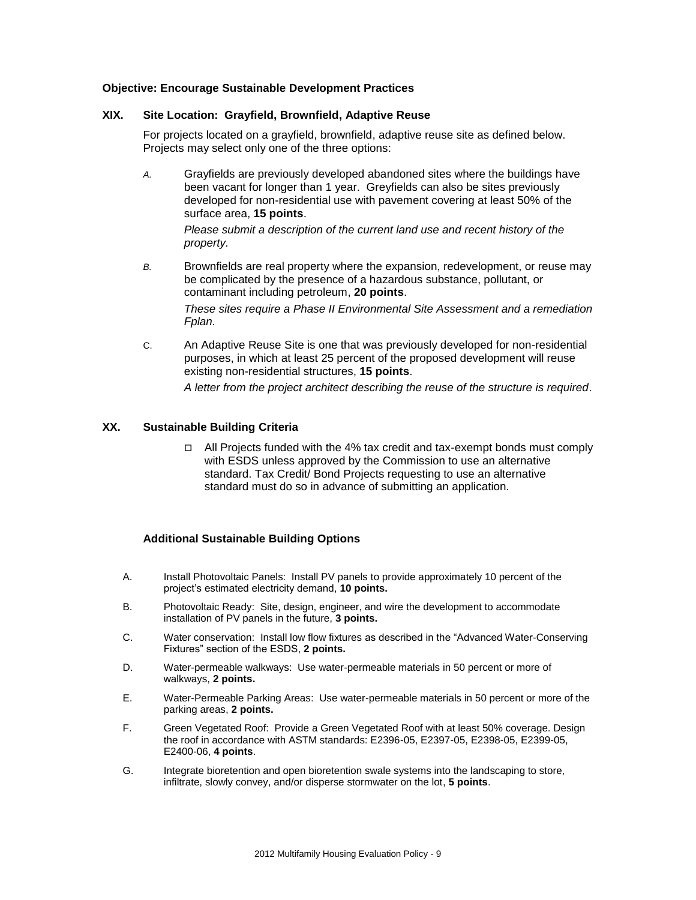**Objective: Encourage Sustainable Development Practices**

## XIX. Site Location: Grayfield, Brownfield, Adaptive Reuse

For projects located on a grayfield, brownfield, adaptive reuse site as defined below. Projects may select only one of the three options:

*A.* Grayfields are previously developed abandoned sites where the buildings have been vacant for longer than 1 year. Greyfields can also be sites previously developed for non-residential use with pavement covering at least 50% of the surface area, **15 points**.

*Please submit a description of the current land use and recent history of the property.*

*B.* Brownfields are real property where the expansion, redevelopment, or reuse may be complicated by the presence of a hazardous substance, pollutant, or contaminant including petroleum, **20 points**.

*These sites require a Phase II Environmental Site Assessment and a remediation Fplan.*

C. An Adaptive Reuse Site is one that was previously developed for non-residential purposes, in which at least 25 percent of the proposed development will reuse existing non-residential structures, **15 points**.

*A letter from the project architect describing the reuse of the structure is required*.

## XX. Sustainable Building Criteria

- All Projects funded with the 4% tax credit and tax-exempt bonds must comply with ESDS unless approved by the Commission to use an alternative standard. Tax Credit/ Bond Projects requesting to use an alternative standard must do so in advance of submitting an application.

### Additional Sustainable Building Options

A. Install Photovoltaic Panels: Install PV panels to provide approximately 10 percent of the project's estimated electricity demand, **10 points.**

B. Photovoltaic Ready: Site, design, engineer, and wire the development to accommodate installation of PV panels in the future, **3 points.**

C. Water conservation: Install low flow fixtures as described in the "Advanced Water-Conserving Fixtures" section of the ESDS, **2 points.**

D. Water-permeable walkways: Use water-permeable materials in 50 percent or more of walkways, **2 points.**

E. Water-Permeable Parking Areas: Use water-permeable materials in 50 percent or more of the parking areas, **2 points.**

F. Green Vegetated Roof: Provide a Green Vegetated Roof with at least 50% coverage. Design the roof in accordance with ASTM standards: E2396-05, E2397-05, E2398-05, E2399-05, E2400-06, **4 points**.

G. Integrate bioretention and open bioretention swale systems into the landscaping to store, infiltrate, slowly convey, and/or disperse stormwater on the lot, **5 points**.